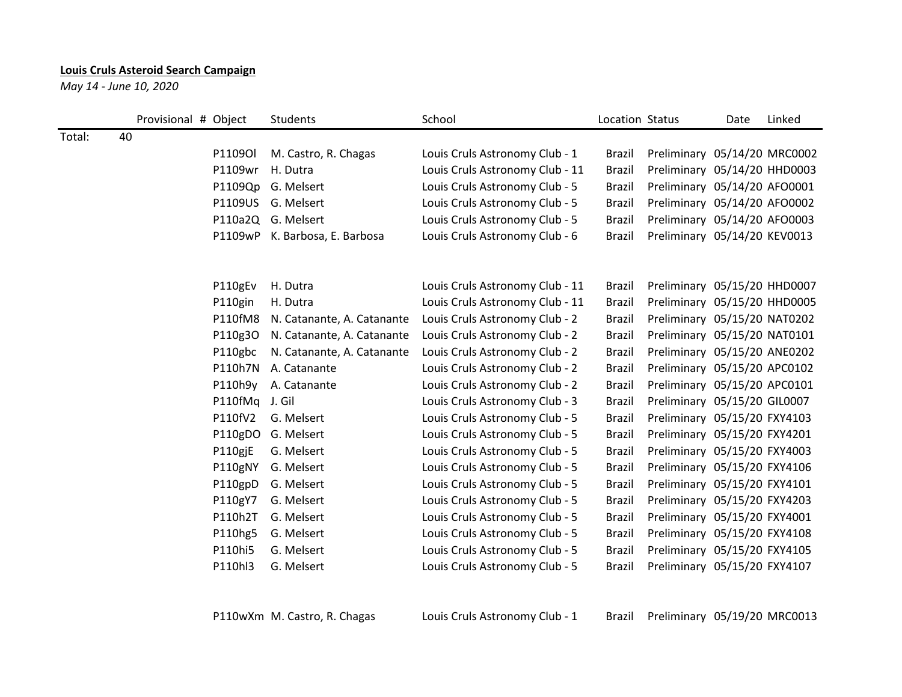**Louis Cruls Asteroid Search Campaign**

*May 14 - June 10, 2020*

| | Provisional # | Object | Students | School | Location | Status | Date | Linked |
|---|---|---|---|---|---|---|---|---|
| Total: | 40 | | | | | | | |
| | | P1109Ol | M. Castro, R. Chagas | Louis Cruls Astronomy Club - 1 | Brazil | Preliminary | 05/14/20 | MRC0002 |
| | | P1109wr | H. Dutra | Louis Cruls Astronomy Club - 11 | Brazil | Preliminary | 05/14/20 | HHD0003 |
| | | P1109Qp | G. Melsert | Louis Cruls Astronomy Club - 5 | Brazil | Preliminary | 05/14/20 | AFO0001 |
| | | P1109US | G. Melsert | Louis Cruls Astronomy Club - 5 | Brazil | Preliminary | 05/14/20 | AFO0002 |
| | | P110a2Q | G. Melsert | Louis Cruls Astronomy Club - 5 | Brazil | Preliminary | 05/14/20 | AFO0003 |
| | | P1109wP | K. Barbosa, E. Barbosa | Louis Cruls Astronomy Club - 6 | Brazil | Preliminary | 05/14/20 | KEV0013 |
| | | | | | | | | |
| | | P110gEv | H. Dutra | Louis Cruls Astronomy Club - 11 | Brazil | Preliminary | 05/15/20 | HHD0007 |
| | | P110gin | H. Dutra | Louis Cruls Astronomy Club - 11 | Brazil | Preliminary | 05/15/20 | HHD0005 |
| | | P110fM8 | N. Catanante, A. Catanante | Louis Cruls Astronomy Club - 2 | Brazil | Preliminary | 05/15/20 | NAT0202 |
| | | P110g3O | N. Catanante, A. Catanante | Louis Cruls Astronomy Club - 2 | Brazil | Preliminary | 05/15/20 | NAT0101 |
| | | P110gbc | N. Catanante, A. Catanante | Louis Cruls Astronomy Club - 2 | Brazil | Preliminary | 05/15/20 | ANE0202 |
| | | P110h7N | A. Catanante | Louis Cruls Astronomy Club - 2 | Brazil | Preliminary | 05/15/20 | APC0102 |
| | | P110h9y | A. Catanante | Louis Cruls Astronomy Club - 2 | Brazil | Preliminary | 05/15/20 | APC0101 |
| | | P110fMq | J. Gil | Louis Cruls Astronomy Club - 3 | Brazil | Preliminary | 05/15/20 | GIL0007 |
| | | P110fV2 | G. Melsert | Louis Cruls Astronomy Club - 5 | Brazil | Preliminary | 05/15/20 | FXY4103 |
| | | P110gDO | G. Melsert | Louis Cruls Astronomy Club - 5 | Brazil | Preliminary | 05/15/20 | FXY4201 |
| | | P110gjE | G. Melsert | Louis Cruls Astronomy Club - 5 | Brazil | Preliminary | 05/15/20 | FXY4003 |
| | | P110gNY | G. Melsert | Louis Cruls Astronomy Club - 5 | Brazil | Preliminary | 05/15/20 | FXY4106 |
| | | P110gpD | G. Melsert | Louis Cruls Astronomy Club - 5 | Brazil | Preliminary | 05/15/20 | FXY4101 |
| | | P110gY7 | G. Melsert | Louis Cruls Astronomy Club - 5 | Brazil | Preliminary | 05/15/20 | FXY4203 |
| | | P110h2T | G. Melsert | Louis Cruls Astronomy Club - 5 | Brazil | Preliminary | 05/15/20 | FXY4001 |
| | | P110hg5 | G. Melsert | Louis Cruls Astronomy Club - 5 | Brazil | Preliminary | 05/15/20 | FXY4108 |
| | | P110hi5 | G. Melsert | Louis Cruls Astronomy Club - 5 | Brazil | Preliminary | 05/15/20 | FXY4105 |
| | | P110hl3 | G. Melsert | Louis Cruls Astronomy Club - 5 | Brazil | Preliminary | 05/15/20 | FXY4107 |
| | | | | | | | | |
| | | P110wXm | M. Castro, R. Chagas | Louis Cruls Astronomy Club - 1 | Brazil | Preliminary | 05/19/20 | MRC0013 |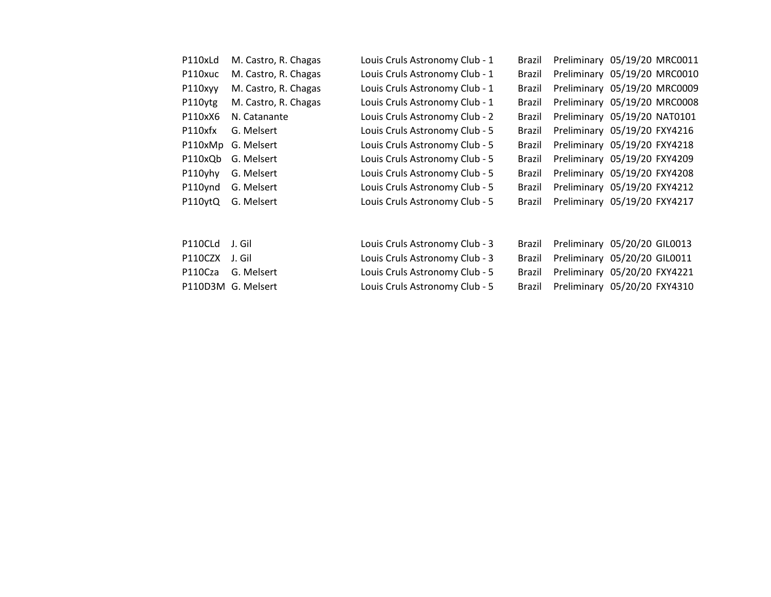| | | | | | | |
|---|---|---|---|---|---|---|
| P110xLd | M. Castro, R. Chagas | Louis Cruls Astronomy Club - 1 | Brazil | Preliminary | 05/19/20 | MRC0011 |
| P110xuc | M. Castro, R. Chagas | Louis Cruls Astronomy Club - 1 | Brazil | Preliminary | 05/19/20 | MRC0010 |
| P110xyy | M. Castro, R. Chagas | Louis Cruls Astronomy Club - 1 | Brazil | Preliminary | 05/19/20 | MRC0009 |
| P110ytg | M. Castro, R. Chagas | Louis Cruls Astronomy Club - 1 | Brazil | Preliminary | 05/19/20 | MRC0008 |
| P110xX6 | N. Catanante | Louis Cruls Astronomy Club - 2 | Brazil | Preliminary | 05/19/20 | NAT0101 |
| P110xfx | G. Melsert | Louis Cruls Astronomy Club - 5 | Brazil | Preliminary | 05/19/20 | FXY4216 |
| P110xMp | G. Melsert | Louis Cruls Astronomy Club - 5 | Brazil | Preliminary | 05/19/20 | FXY4218 |
| P110xQb | G. Melsert | Louis Cruls Astronomy Club - 5 | Brazil | Preliminary | 05/19/20 | FXY4209 |
| P110yhy | G. Melsert | Louis Cruls Astronomy Club - 5 | Brazil | Preliminary | 05/19/20 | FXY4208 |
| P110ynd | G. Melsert | Louis Cruls Astronomy Club - 5 | Brazil | Preliminary | 05/19/20 | FXY4212 |
| P110ytQ | G. Melsert | Louis Cruls Astronomy Club - 5 | Brazil | Preliminary | 05/19/20 | FXY4217 |
| | | | | | | |
| P110CLd | J. Gil | Louis Cruls Astronomy Club - 3 | Brazil | Preliminary | 05/20/20 | GIL0013 |
| P110CZX | J. Gil | Louis Cruls Astronomy Club - 3 | Brazil | Preliminary | 05/20/20 | GIL0011 |
| P110Cza | G. Melsert | Louis Cruls Astronomy Club - 5 | Brazil | Preliminary | 05/20/20 | FXY4221 |
| P110D3M | G. Melsert | Louis Cruls Astronomy Club - 5 | Brazil | Preliminary | 05/20/20 | FXY4310 |